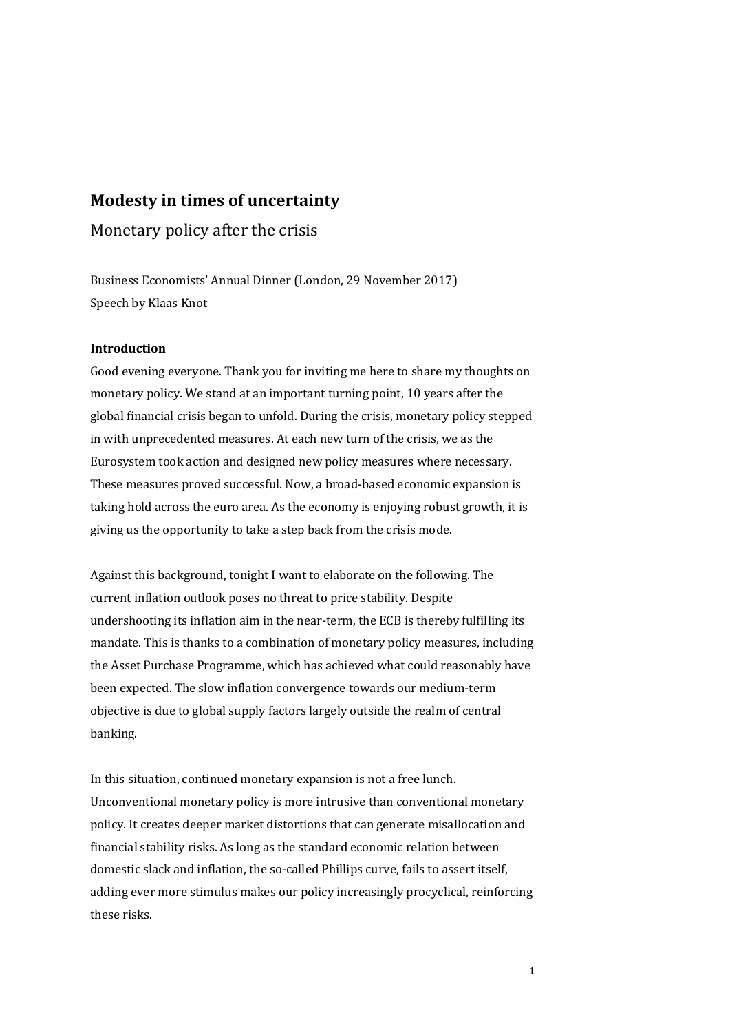# Modesty in times of uncertainty

Monetary policy after the crisis

Business Economists' Annual Dinner (London, 29 November 2017)
Speech by Klaas Knot

### Introduction

Good evening everyone. Thank you for inviting me here to share my thoughts on monetary policy. We stand at an important turning point, 10 years after the global financial crisis began to unfold. During the crisis, monetary policy stepped in with unprecedented measures. At each new turn of the crisis, we as the Eurosystem took action and designed new policy measures where necessary. These measures proved successful. Now, a broad-based economic expansion is taking hold across the euro area. As the economy is enjoying robust growth, it is giving us the opportunity to take a step back from the crisis mode.

Against this background, tonight I want to elaborate on the following. The current inflation outlook poses no threat to price stability. Despite undershooting its inflation aim in the near-term, the ECB is thereby fulfilling its mandate. This is thanks to a combination of monetary policy measures, including the Asset Purchase Programme, which has achieved what could reasonably have been expected. The slow inflation convergence towards our medium-term objective is due to global supply factors largely outside the realm of central banking.

In this situation, continued monetary expansion is not a free lunch. Unconventional monetary policy is more intrusive than conventional monetary policy. It creates deeper market distortions that can generate misallocation and financial stability risks. As long as the standard economic relation between domestic slack and inflation, the so-called Phillips curve, fails to assert itself, adding ever more stimulus makes our policy increasingly procyclical, reinforcing these risks.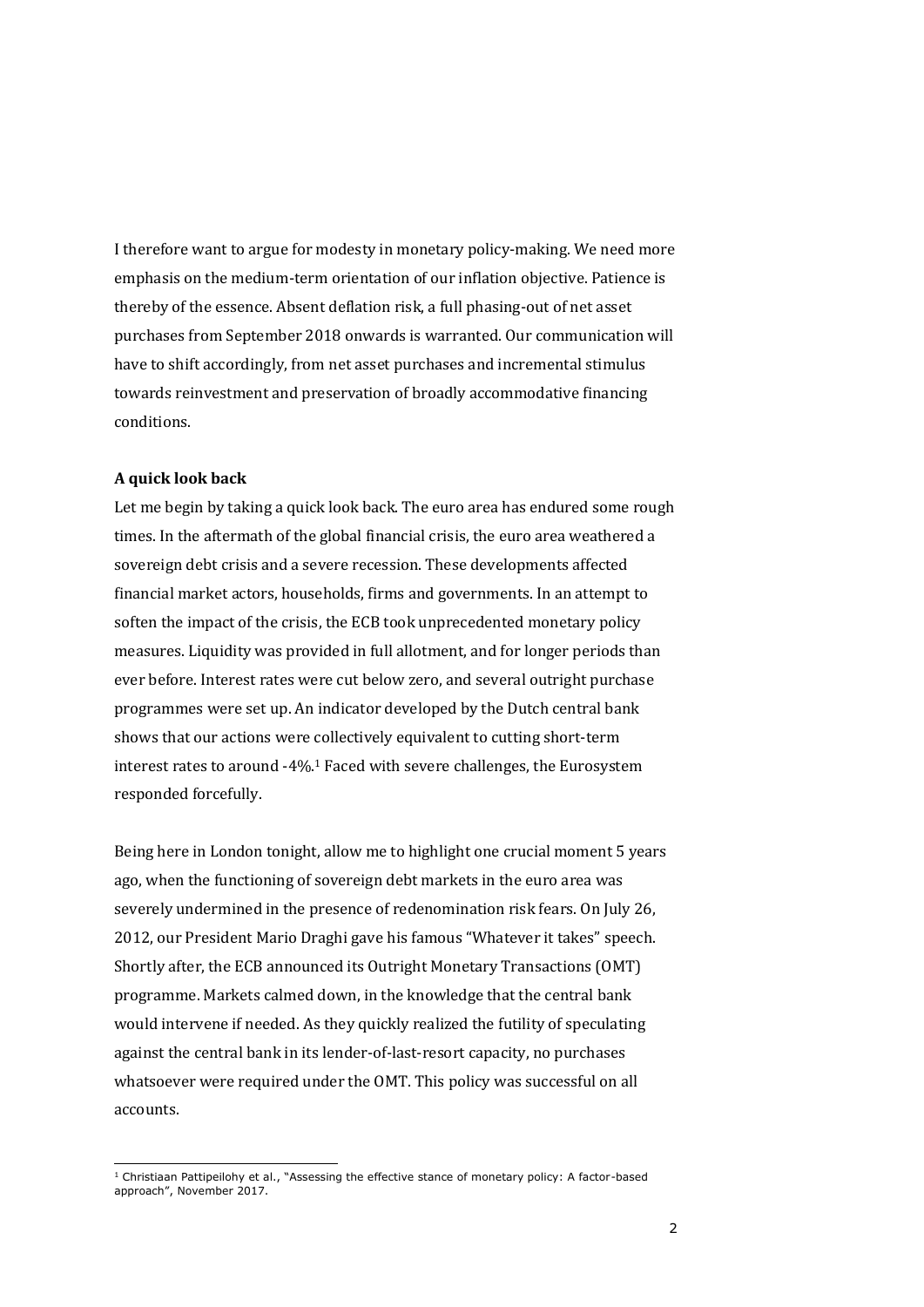I therefore want to argue for modesty in monetary policy-making. We need more emphasis on the medium-term orientation of our inflation objective. Patience is thereby of the essence. Absent deflation risk, a full phasing-out of net asset purchases from September 2018 onwards is warranted. Our communication will have to shift accordingly, from net asset purchases and incremental stimulus towards reinvestment and preservation of broadly accommodative financing conditions.

**A quick look back**

Let me begin by taking a quick look back. The euro area has endured some rough times. In the aftermath of the global financial crisis, the euro area weathered a sovereign debt crisis and a severe recession. These developments affected financial market actors, households, firms and governments. In an attempt to soften the impact of the crisis, the ECB took unprecedented monetary policy measures. Liquidity was provided in full allotment, and for longer periods than ever before. Interest rates were cut below zero, and several outright purchase programmes were set up. An indicator developed by the Dutch central bank shows that our actions were collectively equivalent to cutting short-term interest rates to around -4%.[1] Faced with severe challenges, the Eurosystem responded forcefully.

Being here in London tonight, allow me to highlight one crucial moment 5 years ago, when the functioning of sovereign debt markets in the euro area was severely undermined in the presence of redenomination risk fears. On July 26, 2012, our President Mario Draghi gave his famous "Whatever it takes" speech. Shortly after, the ECB announced its Outright Monetary Transactions (OMT) programme. Markets calmed down, in the knowledge that the central bank would intervene if needed. As they quickly realized the futility of speculating against the central bank in its lender-of-last-resort capacity, no purchases whatsoever were required under the OMT. This policy was successful on all accounts.

---

[1] Christiaan Pattipeilohy et al., "Assessing the effective stance of monetary policy: A factor-based approach", November 2017.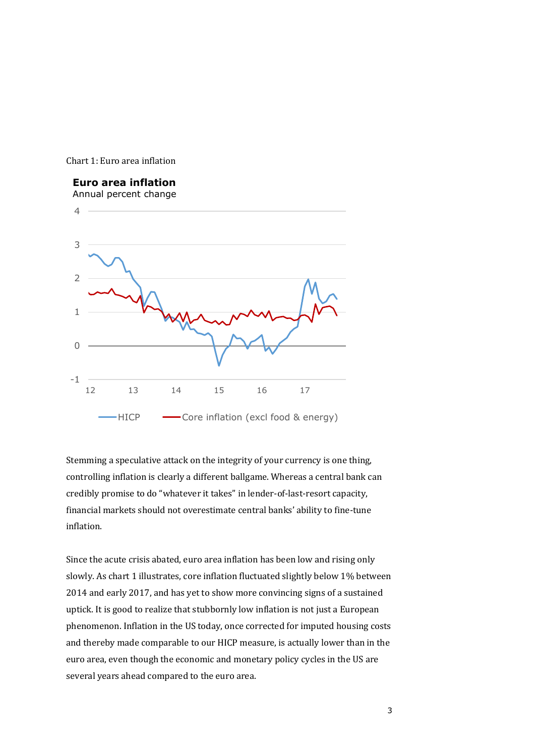Chart 1: Euro area inflation

Stemming a speculative attack on the integrity of your currency is one thing, controlling inflation is clearly a different ballgame. Whereas a central bank can credibly promise to do "whatever it takes" in lender-of-last-resort capacity, financial markets should not overestimate central banks' ability to fine-tune inflation.

Since the acute crisis abated, euro area inflation has been low and rising only slowly. As chart 1 illustrates, core inflation fluctuated slightly below 1% between 2014 and early 2017, and has yet to show more convincing signs of a sustained uptick. It is good to realize that stubbornly low inflation is not just a European phenomenon. Inflation in the US today, once corrected for imputed housing costs and thereby made comparable to our HICP measure, is actually lower than in the euro area, even though the economic and monetary policy cycles in the US are several years ahead compared to the euro area.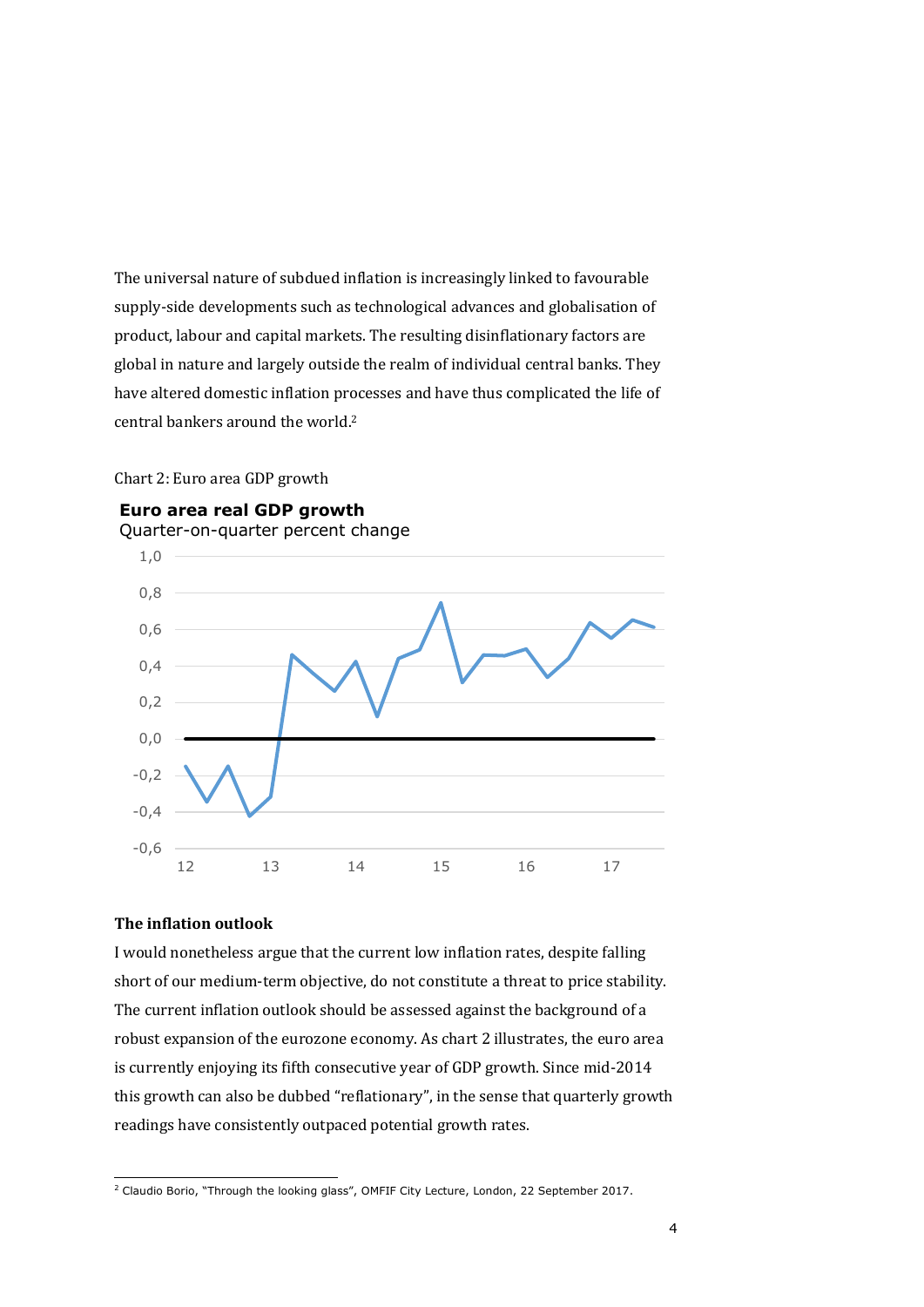The universal nature of subdued inflation is increasingly linked to favourable supply-side developments such as technological advances and globalisation of product, labour and capital markets. The resulting disinflationary factors are global in nature and largely outside the realm of individual central banks. They have altered domestic inflation processes and have thus complicated the life of central bankers around the world.[2]

Chart 2: Euro area GDP growth

**Euro area real GDP growth**
Quarter-on-quarter percent change

### The inflation outlook

I would nonetheless argue that the current low inflation rates, despite falling short of our medium-term objective, do not constitute a threat to price stability. The current inflation outlook should be assessed against the background of a robust expansion of the eurozone economy. As chart 2 illustrates, the euro area is currently enjoying its fifth consecutive year of GDP growth. Since mid-2014 this growth can also be dubbed "reflationary", in the sense that quarterly growth readings have consistently outpaced potential growth rates.

[2] Claudio Borio, "Through the looking glass", OMFIF City Lecture, London, 22 September 2017.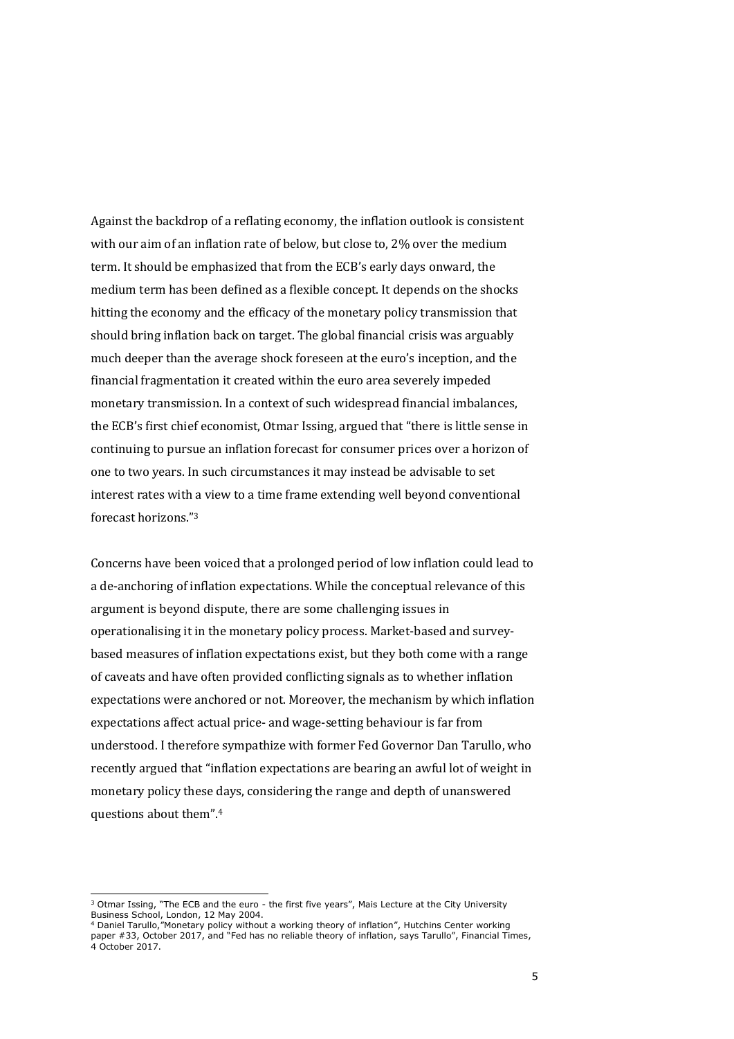Against the backdrop of a reflating economy, the inflation outlook is consistent with our aim of an inflation rate of below, but close to, 2% over the medium term. It should be emphasized that from the ECB's early days onward, the medium term has been defined as a flexible concept. It depends on the shocks hitting the economy and the efficacy of the monetary policy transmission that should bring inflation back on target. The global financial crisis was arguably much deeper than the average shock foreseen at the euro's inception, and the financial fragmentation it created within the euro area severely impeded monetary transmission. In a context of such widespread financial imbalances, the ECB's first chief economist, Otmar Issing, argued that "there is little sense in continuing to pursue an inflation forecast for consumer prices over a horizon of one to two years. In such circumstances it may instead be advisable to set interest rates with a view to a time frame extending well beyond conventional forecast horizons."[3]

Concerns have been voiced that a prolonged period of low inflation could lead to a de-anchoring of inflation expectations. While the conceptual relevance of this argument is beyond dispute, there are some challenging issues in operationalising it in the monetary policy process. Market-based and survey-based measures of inflation expectations exist, but they both come with a range of caveats and have often provided conflicting signals as to whether inflation expectations were anchored or not. Moreover, the mechanism by which inflation expectations affect actual price- and wage-setting behaviour is far from understood. I therefore sympathize with former Fed Governor Dan Tarullo, who recently argued that "inflation expectations are bearing an awful lot of weight in monetary policy these days, considering the range and depth of unanswered questions about them".[4]

---

[3] Otmar Issing, "The ECB and the euro - the first five years", Mais Lecture at the City University Business School, London, 12 May 2004.

[4] Daniel Tarullo,"Monetary policy without a working theory of inflation", Hutchins Center working paper #33, October 2017, and "Fed has no reliable theory of inflation, says Tarullo", Financial Times, 4 October 2017.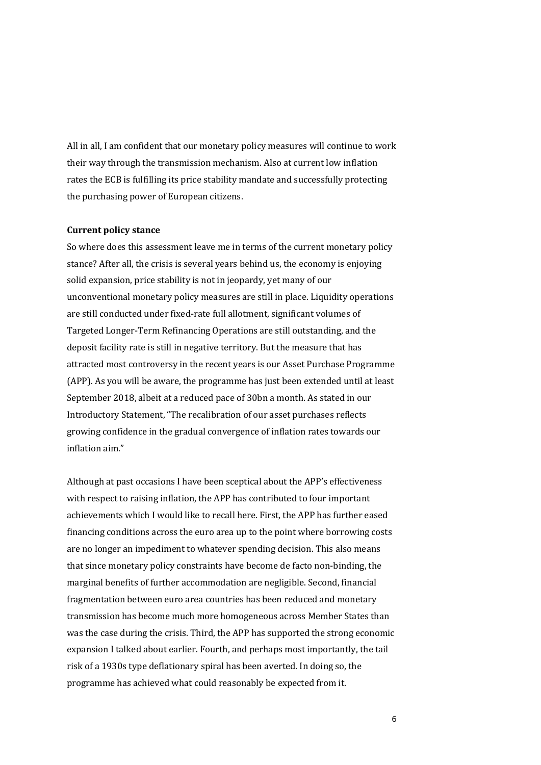All in all, I am confident that our monetary policy measures will continue to work their way through the transmission mechanism. Also at current low inflation rates the ECB is fulfilling its price stability mandate and successfully protecting the purchasing power of European citizens.

**Current policy stance**

So where does this assessment leave me in terms of the current monetary policy stance? After all, the crisis is several years behind us, the economy is enjoying solid expansion, price stability is not in jeopardy, yet many of our unconventional monetary policy measures are still in place. Liquidity operations are still conducted under fixed-rate full allotment, significant volumes of Targeted Longer-Term Refinancing Operations are still outstanding, and the deposit facility rate is still in negative territory. But the measure that has attracted most controversy in the recent years is our Asset Purchase Programme (APP). As you will be aware, the programme has just been extended until at least September 2018, albeit at a reduced pace of 30bn a month. As stated in our Introductory Statement, "The recalibration of our asset purchases reflects growing confidence in the gradual convergence of inflation rates towards our inflation aim."

Although at past occasions I have been sceptical about the APP's effectiveness with respect to raising inflation, the APP has contributed to four important achievements which I would like to recall here. First, the APP has further eased financing conditions across the euro area up to the point where borrowing costs are no longer an impediment to whatever spending decision. This also means that since monetary policy constraints have become de facto non-binding, the marginal benefits of further accommodation are negligible. Second, financial fragmentation between euro area countries has been reduced and monetary transmission has become much more homogeneous across Member States than was the case during the crisis. Third, the APP has supported the strong economic expansion I talked about earlier. Fourth, and perhaps most importantly, the tail risk of a 1930s type deflationary spiral has been averted. In doing so, the programme has achieved what could reasonably be expected from it.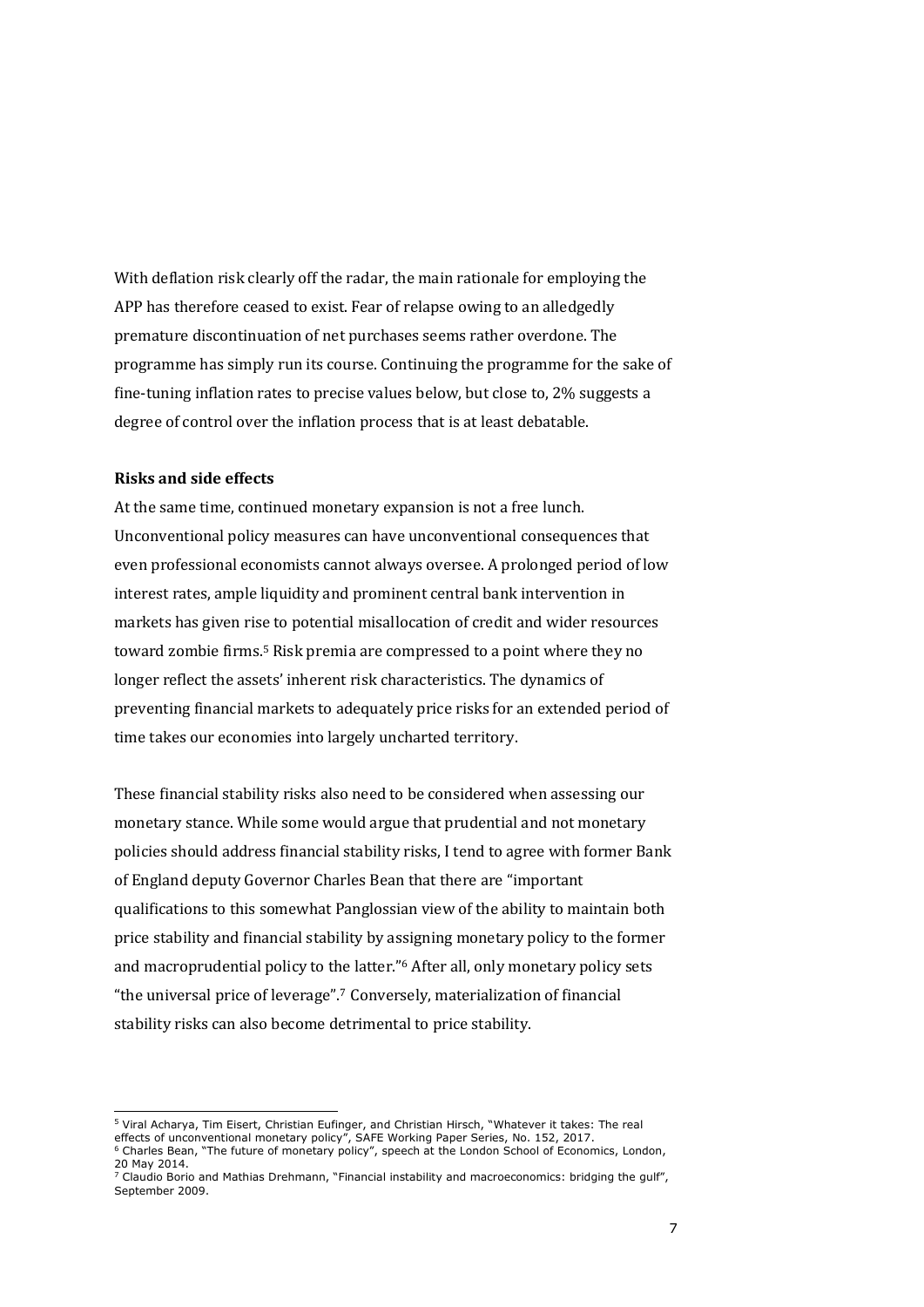With deflation risk clearly off the radar, the main rationale for employing the APP has therefore ceased to exist. Fear of relapse owing to an alledgedly premature discontinuation of net purchases seems rather overdone. The programme has simply run its course. Continuing the programme for the sake of fine-tuning inflation rates to precise values below, but close to, 2% suggests a degree of control over the inflation process that is at least debatable.

**Risks and side effects**

At the same time, continued monetary expansion is not a free lunch. Unconventional policy measures can have unconventional consequences that even professional economists cannot always oversee. A prolonged period of low interest rates, ample liquidity and prominent central bank intervention in markets has given rise to potential misallocation of credit and wider resources toward zombie firms.[5] Risk premia are compressed to a point where they no longer reflect the assets' inherent risk characteristics. The dynamics of preventing financial markets to adequately price risks for an extended period of time takes our economies into largely uncharted territory.

These financial stability risks also need to be considered when assessing our monetary stance. While some would argue that prudential and not monetary policies should address financial stability risks, I tend to agree with former Bank of England deputy Governor Charles Bean that there are "important qualifications to this somewhat Panglossian view of the ability to maintain both price stability and financial stability by assigning monetary policy to the former and macroprudential policy to the latter."[6] After all, only monetary policy sets "the universal price of leverage".[7] Conversely, materialization of financial stability risks can also become detrimental to price stability.

---

[5] Viral Acharya, Tim Eisert, Christian Eufinger, and Christian Hirsch, "Whatever it takes: The real effects of unconventional monetary policy", SAFE Working Paper Series, No. 152, 2017.

[6] Charles Bean, "The future of monetary policy", speech at the London School of Economics, London, 20 May 2014.

[7] Claudio Borio and Mathias Drehmann, "Financial instability and macroeconomics: bridging the gulf", September 2009.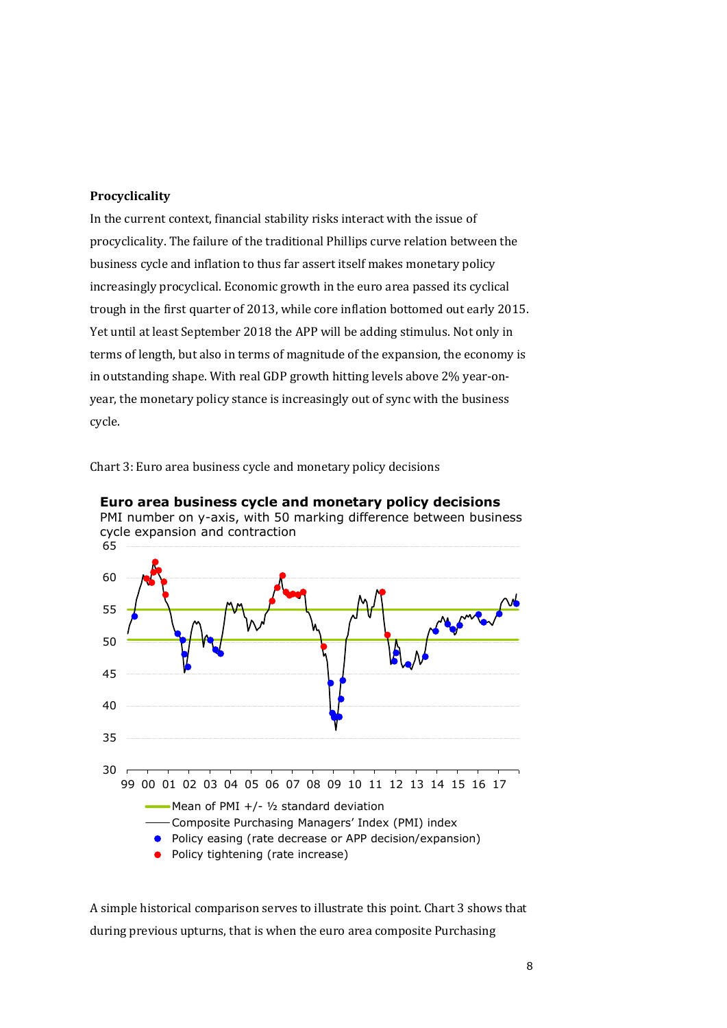**Procyclicality**

In the current context, financial stability risks interact with the issue of procyclicality. The failure of the traditional Phillips curve relation between the business cycle and inflation to thus far assert itself makes monetary policy increasingly procyclical. Economic growth in the euro area passed its cyclical trough in the first quarter of 2013, while core inflation bottomed out early 2015. Yet until at least September 2018 the APP will be adding stimulus. Not only in terms of length, but also in terms of magnitude of the expansion, the economy is in outstanding shape. With real GDP growth hitting levels above 2% year-on-year, the monetary policy stance is increasingly out of sync with the business cycle.

Chart 3: Euro area business cycle and monetary policy decisions

**Euro area business cycle and monetary policy decisions**
PMI number on y-axis, with 50 marking difference between business cycle expansion and contraction

- Mean of PMI +/- ½ standard deviation
- Composite Purchasing Managers' Index (PMI) index
- Policy easing (rate decrease or APP decision/expansion)
- Policy tightening (rate increase)

A simple historical comparison serves to illustrate this point. Chart 3 shows that during previous upturns, that is when the euro area composite Purchasing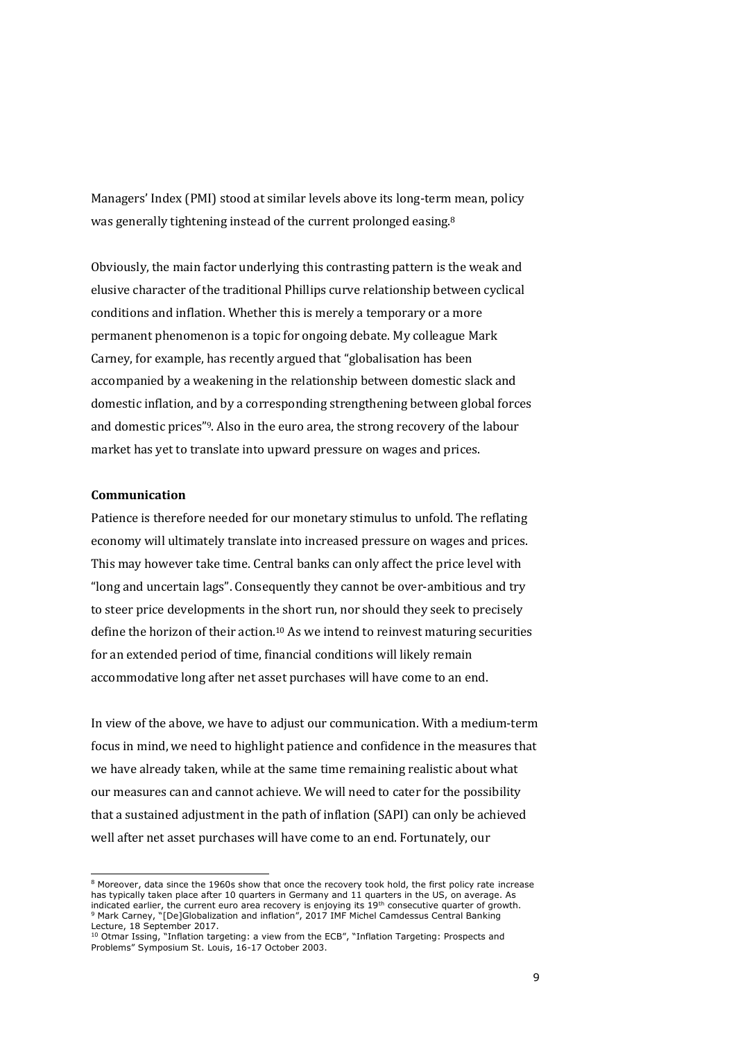Managers' Index (PMI) stood at similar levels above its long-term mean, policy was generally tightening instead of the current prolonged easing.[8]

Obviously, the main factor underlying this contrasting pattern is the weak and elusive character of the traditional Phillips curve relationship between cyclical conditions and inflation. Whether this is merely a temporary or a more permanent phenomenon is a topic for ongoing debate. My colleague Mark Carney, for example, has recently argued that "globalisation has been accompanied by a weakening in the relationship between domestic slack and domestic inflation, and by a corresponding strengthening between global forces and domestic prices"[9]. Also in the euro area, the strong recovery of the labour market has yet to translate into upward pressure on wages and prices.

**Communication**

Patience is therefore needed for our monetary stimulus to unfold. The reflating economy will ultimately translate into increased pressure on wages and prices. This may however take time. Central banks can only affect the price level with "long and uncertain lags". Consequently they cannot be over-ambitious and try to steer price developments in the short run, nor should they seek to precisely define the horizon of their action.[10] As we intend to reinvest maturing securities for an extended period of time, financial conditions will likely remain accommodative long after net asset purchases will have come to an end.

In view of the above, we have to adjust our communication. With a medium-term focus in mind, we need to highlight patience and confidence in the measures that we have already taken, while at the same time remaining realistic about what our measures can and cannot achieve. We will need to cater for the possibility that a sustained adjustment in the path of inflation (SAPI) can only be achieved well after net asset purchases will have come to an end. Fortunately, our

---

[8] Moreover, data since the 1960s show that once the recovery took hold, the first policy rate increase has typically taken place after 10 quarters in Germany and 11 quarters in the US, on average. As indicated earlier, the current euro area recovery is enjoying its 19th consecutive quarter of growth.

[9] Mark Carney, "[De]Globalization and inflation", 2017 IMF Michel Camdessus Central Banking Lecture, 18 September 2017.

[10] Otmar Issing, "Inflation targeting: a view from the ECB", "Inflation Targeting: Prospects and Problems" Symposium St. Louis, 16-17 October 2003.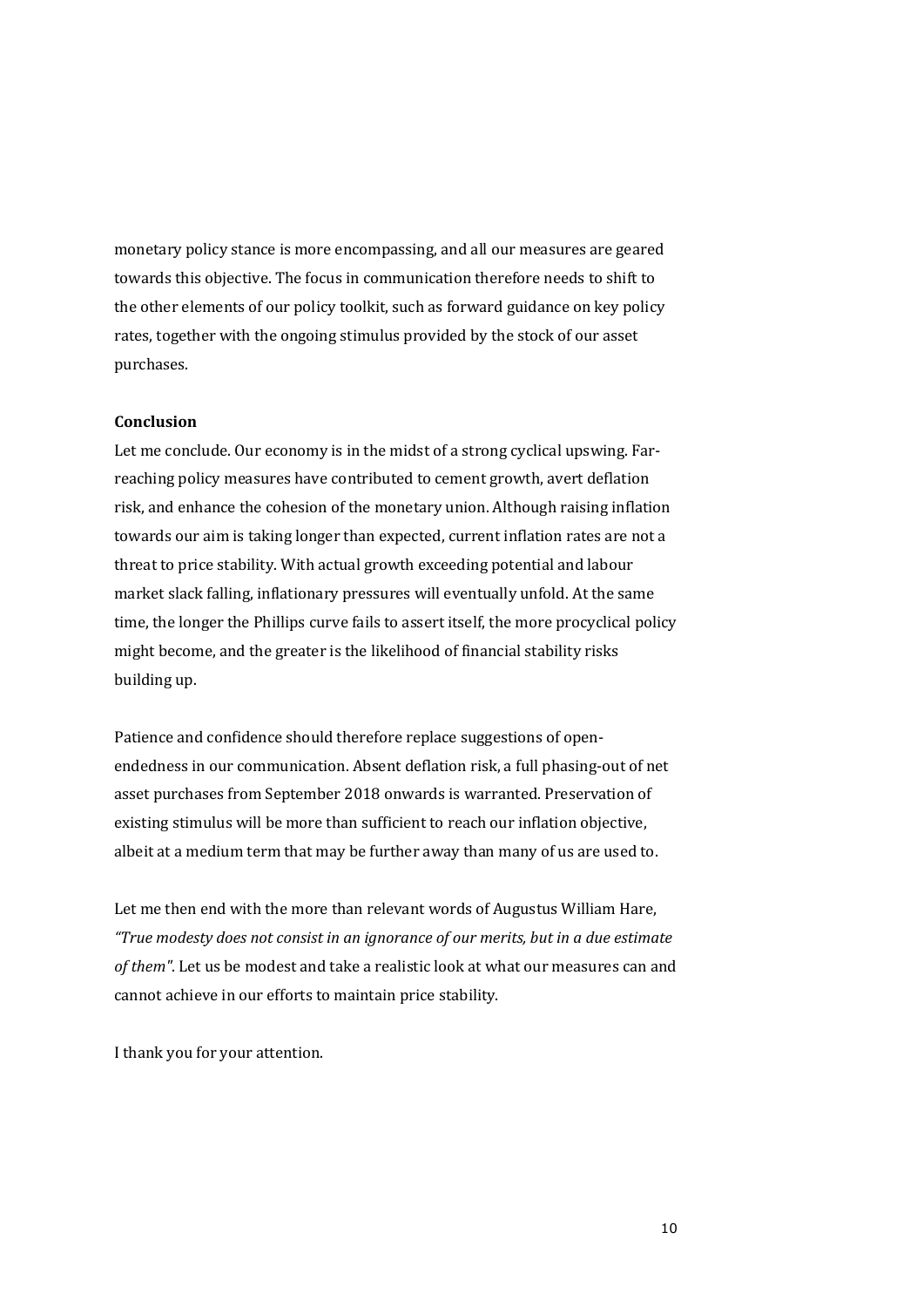monetary policy stance is more encompassing, and all our measures are geared towards this objective. The focus in communication therefore needs to shift to the other elements of our policy toolkit, such as forward guidance on key policy rates, together with the ongoing stimulus provided by the stock of our asset purchases.

**Conclusion**

Let me conclude. Our economy is in the midst of a strong cyclical upswing. Far-reaching policy measures have contributed to cement growth, avert deflation risk, and enhance the cohesion of the monetary union. Although raising inflation towards our aim is taking longer than expected, current inflation rates are not a threat to price stability. With actual growth exceeding potential and labour market slack falling, inflationary pressures will eventually unfold. At the same time, the longer the Phillips curve fails to assert itself, the more procyclical policy might become, and the greater is the likelihood of financial stability risks building up.

Patience and confidence should therefore replace suggestions of open-endedness in our communication. Absent deflation risk, a full phasing-out of net asset purchases from September 2018 onwards is warranted. Preservation of existing stimulus will be more than sufficient to reach our inflation objective, albeit at a medium term that may be further away than many of us are used to.

Let me then end with the more than relevant words of Augustus William Hare, *"True modesty does not consist in an ignorance of our merits, but in a due estimate of them"*. Let us be modest and take a realistic look at what our measures can and cannot achieve in our efforts to maintain price stability.

I thank you for your attention.